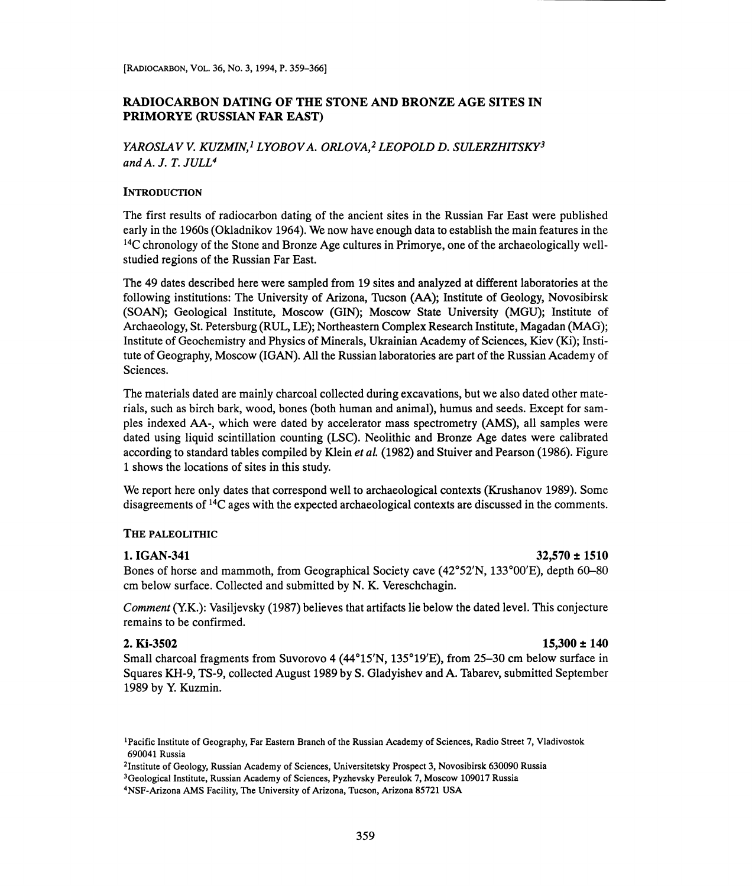# RADIOCARBON DATING OF THE STONE AND BRONZE AGE SITES IN PRIMORYE (RUSSIAN FAR EAST)

*YAROSLAV V. KUZMIN,*[1] *LYOBOV A. ORLOVA,*[2] *LEOPOLD D. SULERZHITSKY*[3] *and A. J. T. JULL*[4]

## INTRODUCTION

The first results of radiocarbon dating of the ancient sites in the Russian Far East were published early in the 1960s (Okladnikov 1964). We now have enough data to establish the main features in the $^{14}C$ chronology of the Stone and Bronze Age cultures in Primorye, one of the archaeologically well-studied regions of the Russian Far East.

The 49 dates described here were sampled from 19 sites and analyzed at different laboratories at the following institutions: The University of Arizona, Tucson (AA); Institute of Geology, Novosibirsk (SOAN); Geological Institute, Moscow (GIN); Moscow State University (MGU); Institute of Archaeology, St. Petersburg (RUL, LE); Northeastern Complex Research Institute, Magadan (MAG); Institute of Geochemistry and Physics of Minerals, Ukrainian Academy of Sciences, Kiev (Ki); Institute of Geography, Moscow (IGAN). All the Russian laboratories are part of the Russian Academy of Sciences.

The materials dated are mainly charcoal collected during excavations, but we also dated other materials, such as birch bark, wood, bones (both human and animal), humus and seeds. Except for samples indexed AA-, which were dated by accelerator mass spectrometry (AMS), all samples were dated using liquid scintillation counting (LSC). Neolithic and Bronze Age dates were calibrated according to standard tables compiled by Klein *et al.* (1982) and Stuiver and Pearson (1986). Figure 1 shows the locations of sites in this study.

We report here only dates that correspond well to archaeological contexts (Krushanov 1989). Some disagreements of $^{14}C$ ages with the expected archaeological contexts are discussed in the comments.

## THE PALEOLITHIC

### 1. IGAN-341 — 32,570 ± 1510

Bones of horse and mammoth, from Geographical Society cave (42°52′N, 133°00′E), depth 60–80 cm below surface. Collected and submitted by N. K. Vereschchagin.

*Comment* (Y.K.): Vasiljevsky (1987) believes that artifacts lie below the dated level. This conjecture remains to be confirmed.

### 2. Ki-3502 — 15,300 ± 140

Small charcoal fragments from Suvorovo 4 (44°15′N, 135°19′E), from 25–30 cm below surface in Squares KH-9, TS-9, collected August 1989 by S. Gladyishev and A. Tabarev, submitted September 1989 by Y. Kuzmin.

---

[1] Pacific Institute of Geography, Far Eastern Branch of the Russian Academy of Sciences, Radio Street 7, Vladivostok 690041 Russia

[2] Institute of Geology, Russian Academy of Sciences, Universitetsky Prospect 3, Novosibirsk 630090 Russia

[3] Geological Institute, Russian Academy of Sciences, Pyzhevsky Pereulok 7, Moscow 109017 Russia

[4] NSF-Arizona AMS Facility, The University of Arizona, Tucson, Arizona 85721 USA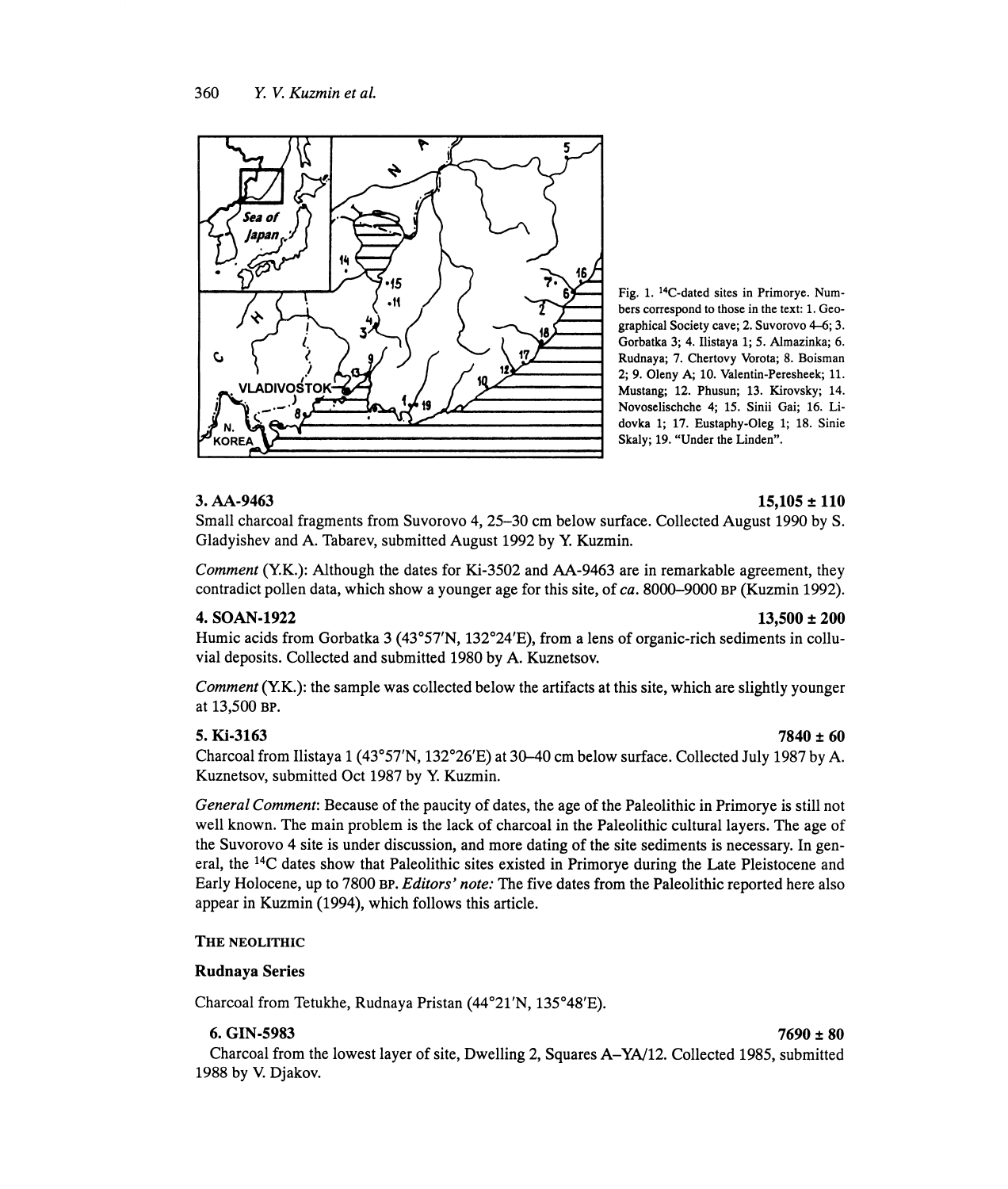Fig. 1. $^{14}$C-dated sites in Primorye. Numbers correspond to those in the text: 1. Geographical Society cave; 2. Suvorovo 4–6; 3. Gorbatka 3; 4. Ilistaya 1; 5. Almazinka; 6. Rudnaya; 7. Chertovy Vorota; 8. Boisman 2; 9. Oleny A; 10. Valentin-Peresheek; 11. Mustang; 12. Phusun; 13. Kirovsky; 14. Novoselischche 4; 15. Sinii Gai; 16. Lidovka 1; 17. Eustaphy-Oleg 1; 18. Sinie Skaly; 19. "Under the Linden".

**3. AA-9463** **15,105 ± 110**

Small charcoal fragments from Suvorovo 4, 25–30 cm below surface. Collected August 1990 by S. Gladyishev and A. Tabarev, submitted August 1992 by Y. Kuzmin.

*Comment* (Y.K.): Although the dates for Ki-3502 and AA-9463 are in remarkable agreement, they contradict pollen data, which show a younger age for this site, of *ca.* 8000–9000 BP (Kuzmin 1992).

**4. SOAN-1922** **13,500 ± 200**

Humic acids from Gorbatka 3 (43°57′N, 132°24′E), from a lens of organic-rich sediments in colluvial deposits. Collected and submitted 1980 by A. Kuznetsov.

*Comment* (Y.K.): the sample was collected below the artifacts at this site, which are slightly younger at 13,500 BP.

**5. Ki-3163** **7840 ± 60**

Charcoal from Ilistaya 1 (43°57′N, 132°26′E) at 30–40 cm below surface. Collected July 1987 by A. Kuznetsov, submitted Oct 1987 by Y. Kuzmin.

*General Comment*: Because of the paucity of dates, the age of the Paleolithic in Primorye is still not well known. The main problem is the lack of charcoal in the Paleolithic cultural layers. The age of the Suvorovo 4 site is under discussion, and more dating of the site sediments is necessary. In general, the $^{14}$C dates show that Paleolithic sites existed in Primorye during the Late Pleistocene and Early Holocene, up to 7800 BP. *Editors' note:* The five dates from the Paleolithic reported here also appear in Kuzmin (1994), which follows this article.

## THE NEOLITHIC

### Rudnaya Series

Charcoal from Tetukhe, Rudnaya Pristan (44°21′N, 135°48′E).

**6. GIN-5983** **7690 ± 80**

Charcoal from the lowest layer of site, Dwelling 2, Squares A–YA/12. Collected 1985, submitted 1988 by V. Djakov.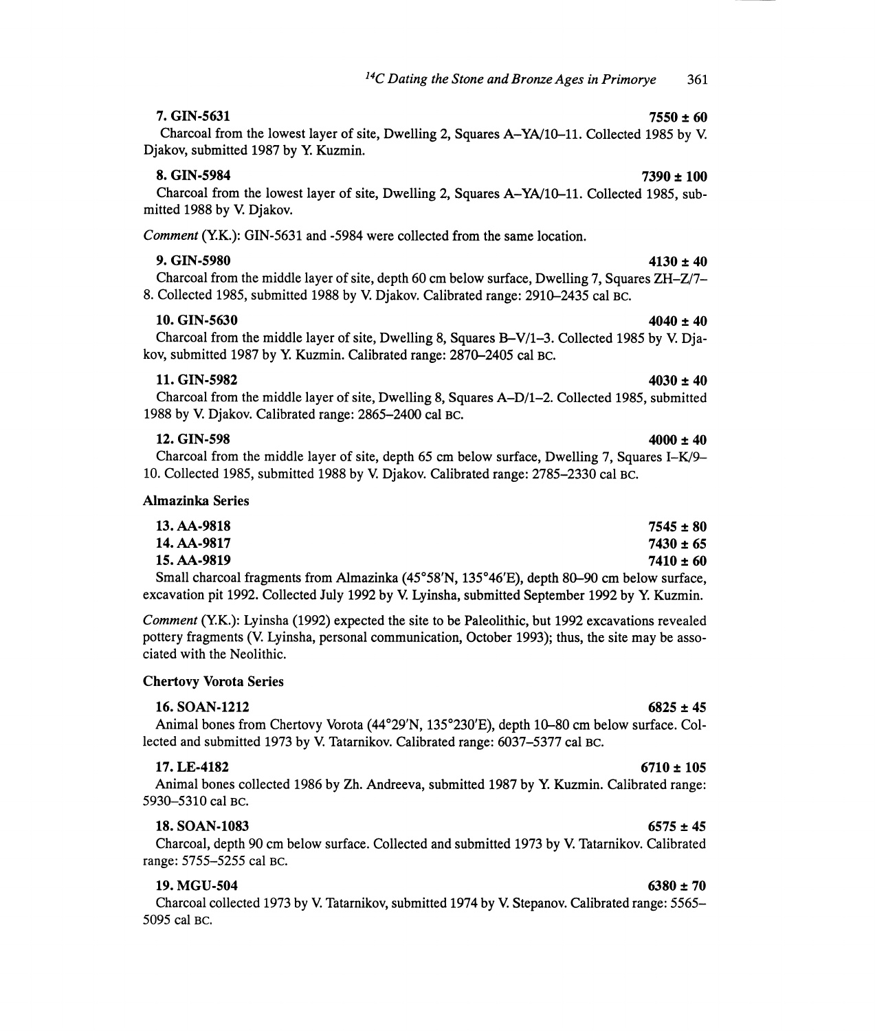**7. GIN-5631** **7550 ± 60**

Charcoal from the lowest layer of site, Dwelling 2, Squares A–YA/10–11. Collected 1985 by V. Djakov, submitted 1987 by Y. Kuzmin.

**8. GIN-5984** **7390 ± 100**

Charcoal from the lowest layer of site, Dwelling 2, Squares A–YA/10–11. Collected 1985, submitted 1988 by V. Djakov.

*Comment* (Y.K.): GIN-5631 and -5984 were collected from the same location.

**9. GIN-5980** **4130 ± 40**

Charcoal from the middle layer of site, depth 60 cm below surface, Dwelling 7, Squares ZH–Z/7–8. Collected 1985, submitted 1988 by V. Djakov. Calibrated range: 2910–2435 cal BC.

**10. GIN-5630** **4040 ± 40**

Charcoal from the middle layer of site, Dwelling 8, Squares B–V/1–3. Collected 1985 by V. Djakov, submitted 1987 by Y. Kuzmin. Calibrated range: 2870–2405 cal BC.

**11. GIN-5982** **4030 ± 40**

Charcoal from the middle layer of site, Dwelling 8, Squares A–D/1–2. Collected 1985, submitted 1988 by V. Djakov. Calibrated range: 2865–2400 cal BC.

**12. GIN-598** **4000 ± 40**

Charcoal from the middle layer of site, depth 65 cm below surface, Dwelling 7, Squares I–K/9–10. Collected 1985, submitted 1988 by V. Djakov. Calibrated range: 2785–2330 cal BC.

### Almazinka Series

**13. AA-9818** **7545 ± 80**

**14. AA-9817** **7430 ± 65**

**15. AA-9819** **7410 ± 60**

Small charcoal fragments from Almazinka (45°58′N, 135°46′E), depth 80–90 cm below surface, excavation pit 1992. Collected July 1992 by V. Lyinsha, submitted September 1992 by Y. Kuzmin.

*Comment* (Y.K.): Lyinsha (1992) expected the site to be Paleolithic, but 1992 excavations revealed pottery fragments (V. Lyinsha, personal communication, October 1993); thus, the site may be associated with the Neolithic.

### Chertovy Vorota Series

**16. SOAN-1212** **6825 ± 45**

Animal bones from Chertovy Vorota (44°29′N, 135°230′E), depth 10–80 cm below surface. Collected and submitted 1973 by V. Tatarnikov. Calibrated range: 6037–5377 cal BC.

**17. LE-4182** **6710 ± 105**

Animal bones collected 1986 by Zh. Andreeva, submitted 1987 by Y. Kuzmin. Calibrated range: 5930–5310 cal BC.

**18. SOAN-1083** **6575 ± 45**

Charcoal, depth 90 cm below surface. Collected and submitted 1973 by V. Tatarnikov. Calibrated range: 5755–5255 cal BC.

**19. MGU-504** **6380 ± 70**

Charcoal collected 1973 by V. Tatarnikov, submitted 1974 by V. Stepanov. Calibrated range: 5565–5095 cal BC.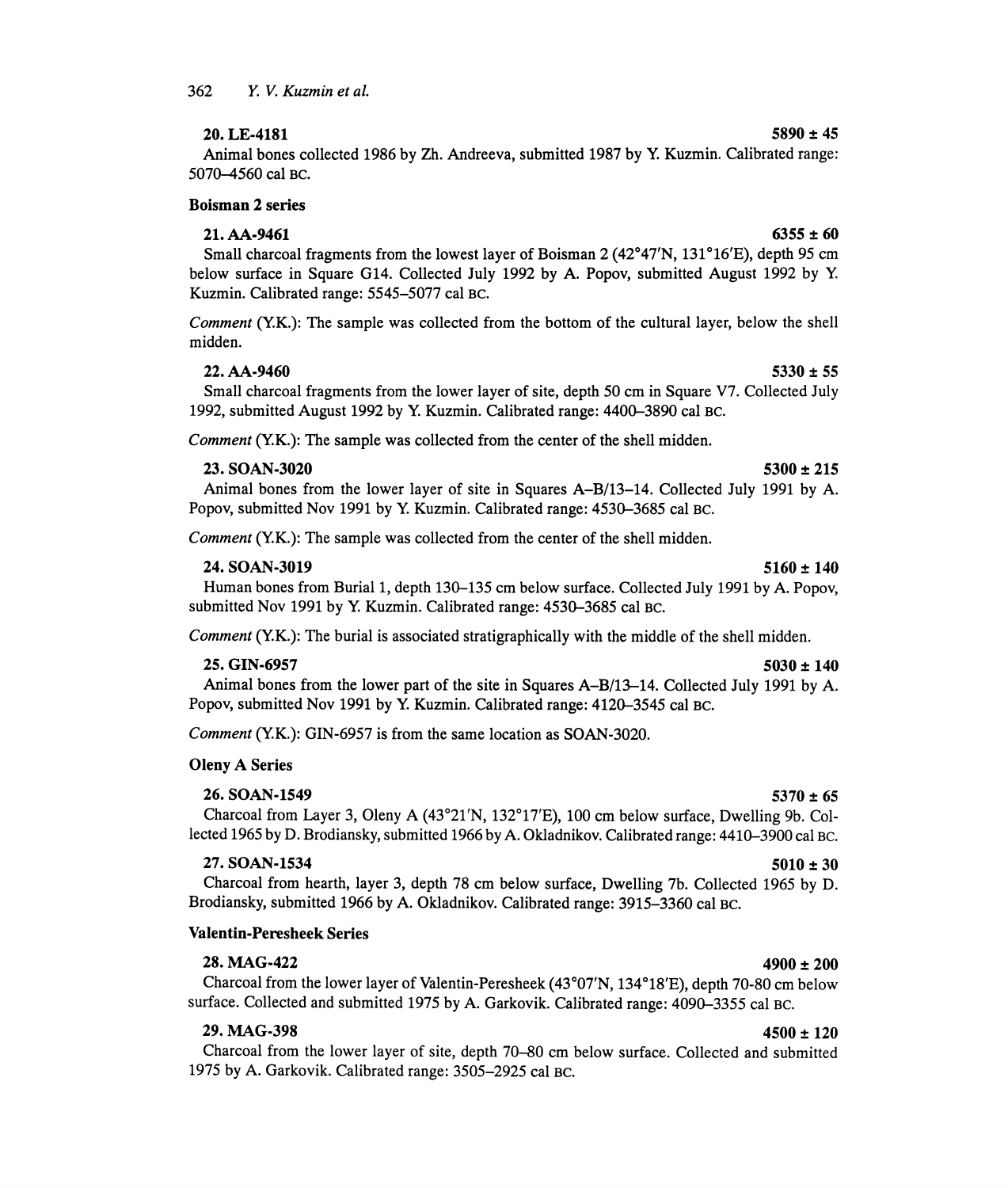**20. LE-4181** **5890 ± 45**

Animal bones collected 1986 by Zh. Andreeva, submitted 1987 by Y. Kuzmin. Calibrated range: 5070–4560 cal BC.

### Boisman 2 series

**21. AA-9461** **6355 ± 60**

Small charcoal fragments from the lowest layer of Boisman 2 (42°47′N, 131°16′E), depth 95 cm below surface in Square G14. Collected July 1992 by A. Popov, submitted August 1992 by Y. Kuzmin. Calibrated range: 5545–5077 cal BC.

*Comment* (Y.K.): The sample was collected from the bottom of the cultural layer, below the shell midden.

**22. AA-9460** **5330 ± 55**

Small charcoal fragments from the lower layer of site, depth 50 cm in Square V7. Collected July 1992, submitted August 1992 by Y. Kuzmin. Calibrated range: 4400–3890 cal BC.

*Comment* (Y.K.): The sample was collected from the center of the shell midden.

**23. SOAN-3020** **5300 ± 215**

Animal bones from the lower layer of site in Squares A–B/13–14. Collected July 1991 by A. Popov, submitted Nov 1991 by Y. Kuzmin. Calibrated range: 4530–3685 cal BC.

*Comment* (Y.K.): The sample was collected from the center of the shell midden.

**24. SOAN-3019** **5160 ± 140**

Human bones from Burial 1, depth 130–135 cm below surface. Collected July 1991 by A. Popov, submitted Nov 1991 by Y. Kuzmin. Calibrated range: 4530–3685 cal BC.

*Comment* (Y.K.): The burial is associated stratigraphically with the middle of the shell midden.

**25. GIN-6957** **5030 ± 140**

Animal bones from the lower part of the site in Squares A–B/13–14. Collected July 1991 by A. Popov, submitted Nov 1991 by Y. Kuzmin. Calibrated range: 4120–3545 cal BC.

*Comment* (Y.K.): GIN-6957 is from the same location as SOAN-3020.

### Oleny A Series

**26. SOAN-1549** **5370 ± 65**

Charcoal from Layer 3, Oleny A (43°21′N, 132°17′E), 100 cm below surface, Dwelling 9b. Collected 1965 by D. Brodiansky, submitted 1966 by A. Okladnikov. Calibrated range: 4410–3900 cal BC.

**27. SOAN-1534** **5010 ± 30**

Charcoal from hearth, layer 3, depth 78 cm below surface, Dwelling 7b. Collected 1965 by D. Brodiansky, submitted 1966 by A. Okladnikov. Calibrated range: 3915–3360 cal BC.

### Valentin-Peresheek Series

**28. MAG-422** **4900 ± 200**

Charcoal from the lower layer of Valentin-Peresheek (43°07′N, 134°18′E), depth 70-80 cm below surface. Collected and submitted 1975 by A. Garkovik. Calibrated range: 4090–3355 cal BC.

**29. MAG-398** **4500 ± 120**

Charcoal from the lower layer of site, depth 70–80 cm below surface. Collected and submitted 1975 by A. Garkovik. Calibrated range: 3505–2925 cal BC.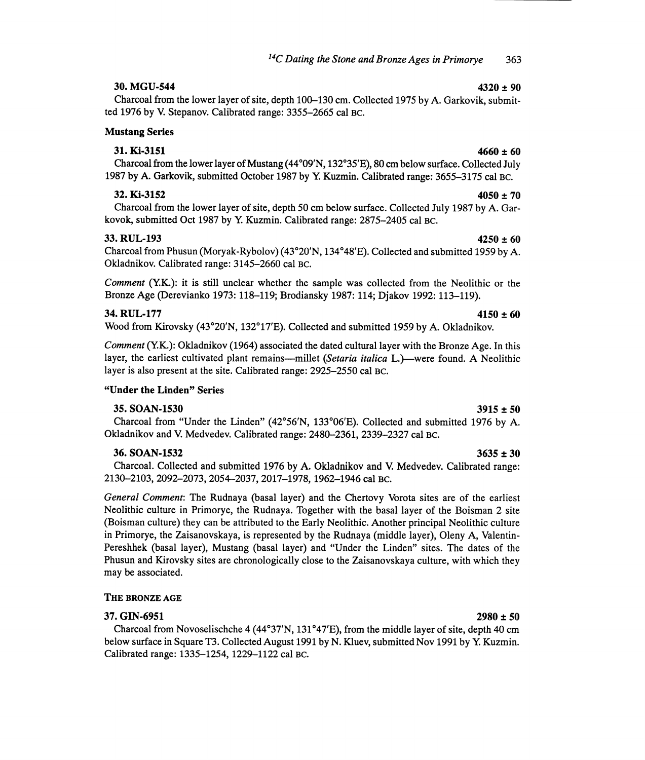**30. MGU-544** **4320 ± 90**

Charcoal from the lower layer of site, depth 100–130 cm. Collected 1975 by A. Garkovik, submitted 1976 by V. Stepanov. Calibrated range: 3355–2665 cal BC.

### Mustang Series

**31. Ki-3151** **4660 ± 60**

Charcoal from the lower layer of Mustang (44°09′N, 132°35′E), 80 cm below surface. Collected July 1987 by A. Garkovik, submitted October 1987 by Y. Kuzmin. Calibrated range: 3655–3175 cal BC.

**32. Ki-3152** **4050 ± 70**

Charcoal from the lower layer of site, depth 50 cm below surface. Collected July 1987 by A. Garkovok, submitted Oct 1987 by Y. Kuzmin. Calibrated range: 2875–2405 cal BC.

**33. RUL-193** **4250 ± 60**

Charcoal from Phusun (Moryak-Rybolov) (43°20′N, 134°48′E). Collected and submitted 1959 by A. Okladnikov. Calibrated range: 3145–2660 cal BC.

*Comment* (Y.K.): it is still unclear whether the sample was collected from the Neolithic or the Bronze Age (Derevianko 1973: 118–119; Brodiansky 1987: 114; Djakov 1992: 113–119).

**34. RUL-177** **4150 ± 60**

Wood from Kirovsky (43°20′N, 132°17′E). Collected and submitted 1959 by A. Okladnikov.

*Comment* (Y.K.): Okladnikov (1964) associated the dated cultural layer with the Bronze Age. In this layer, the earliest cultivated plant remains—millet (*Setaria italica* L.)—were found. A Neolithic layer is also present at the site. Calibrated range: 2925–2550 cal BC.

### "Under the Linden" Series

**35. SOAN-1530** **3915 ± 50**

Charcoal from "Under the Linden" (42°56′N, 133°06′E). Collected and submitted 1976 by A. Okladnikov and V. Medvedev. Calibrated range: 2480–2361, 2339–2327 cal BC.

**36. SOAN-1532** **3635 ± 30**

Charcoal. Collected and submitted 1976 by A. Okladnikov and V. Medvedev. Calibrated range: 2130–2103, 2092–2073, 2054–2037, 2017–1978, 1962–1946 cal BC.

*General Comment*: The Rudnaya (basal layer) and the Chertovy Vorota sites are of the earliest Neolithic culture in Primorye, the Rudnaya. Together with the basal layer of the Boisman 2 site (Boisman culture) they can be attributed to the Early Neolithic. Another principal Neolithic culture in Primorye, the Zaisanovskaya, is represented by the Rudnaya (middle layer), Oleny A, Valentin-Pereshhek (basal layer), Mustang (basal layer) and "Under the Linden" sites. The dates of the Phusun and Kirovsky sites are chronologically close to the Zaisanovskaya culture, with which they may be associated.

## The Bronze Age

**37. GIN-6951** **2980 ± 50**

Charcoal from Novoselischche 4 (44°37′N, 131°47′E), from the middle layer of site, depth 40 cm below surface in Square T3. Collected August 1991 by N. Kluev, submitted Nov 1991 by Y. Kuzmin. Calibrated range: 1335–1254, 1229–1122 cal BC.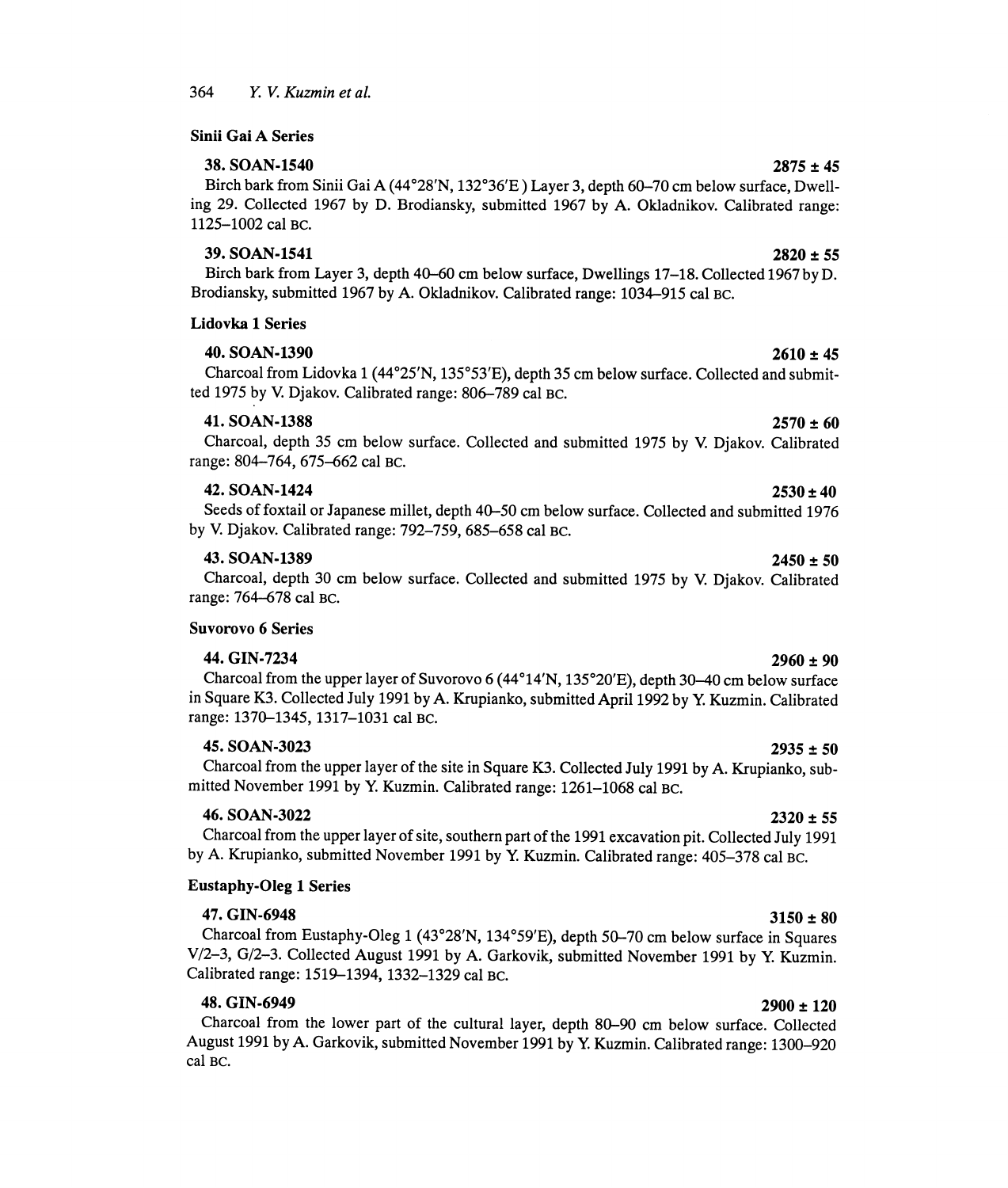### Sinii Gai A Series

**38. SOAN-1540** **2875 ± 45**

Birch bark from Sinii Gai A (44°28′N, 132°36′E ) Layer 3, depth 60–70 cm below surface, Dwelling 29. Collected 1967 by D. Brodiansky, submitted 1967 by A. Okladnikov. Calibrated range: 1125–1002 cal BC.

**39. SOAN-1541** **2820 ± 55**

Birch bark from Layer 3, depth 40–60 cm below surface, Dwellings 17–18. Collected 1967 by D. Brodiansky, submitted 1967 by A. Okladnikov. Calibrated range: 1034–915 cal BC.

### Lidovka 1 Series

**40. SOAN-1390** **2610 ± 45**

Charcoal from Lidovka 1 (44°25′N, 135°53′E), depth 35 cm below surface. Collected and submitted 1975 by V. Djakov. Calibrated range: 806–789 cal BC.

**41. SOAN-1388** **2570 ± 60**

Charcoal, depth 35 cm below surface. Collected and submitted 1975 by V. Djakov. Calibrated range: 804–764, 675–662 cal BC.

**42. SOAN-1424** **2530 ± 40**

Seeds of foxtail or Japanese millet, depth 40–50 cm below surface. Collected and submitted 1976 by V. Djakov. Calibrated range: 792–759, 685–658 cal BC.

**43. SOAN-1389** **2450 ± 50**

Charcoal, depth 30 cm below surface. Collected and submitted 1975 by V. Djakov. Calibrated range: 764–678 cal BC.

### Suvorovo 6 Series

**44. GIN-7234** **2960 ± 90**

Charcoal from the upper layer of Suvorovo 6 (44°14′N, 135°20′E), depth 30–40 cm below surface in Square K3. Collected July 1991 by A. Krupianko, submitted April 1992 by Y. Kuzmin. Calibrated range: 1370–1345, 1317–1031 cal BC.

**45. SOAN-3023** **2935 ± 50**

Charcoal from the upper layer of the site in Square K3. Collected July 1991 by A. Krupianko, submitted November 1991 by Y. Kuzmin. Calibrated range: 1261–1068 cal BC.

**46. SOAN-3022** **2320 ± 55**

Charcoal from the upper layer of site, southern part of the 1991 excavation pit. Collected July 1991 by A. Krupianko, submitted November 1991 by Y. Kuzmin. Calibrated range: 405–378 cal BC.

### Eustaphy-Oleg 1 Series

**47. GIN-6948** **3150 ± 80**

Charcoal from Eustaphy-Oleg 1 (43°28′N, 134°59′E), depth 50–70 cm below surface in Squares V/2–3, G/2–3. Collected August 1991 by A. Garkovik, submitted November 1991 by Y. Kuzmin. Calibrated range: 1519–1394, 1332–1329 cal BC.

**48. GIN-6949** **2900 ± 120**

Charcoal from the lower part of the cultural layer, depth 80–90 cm below surface. Collected August 1991 by A. Garkovik, submitted November 1991 by Y. Kuzmin. Calibrated range: 1300–920 cal BC.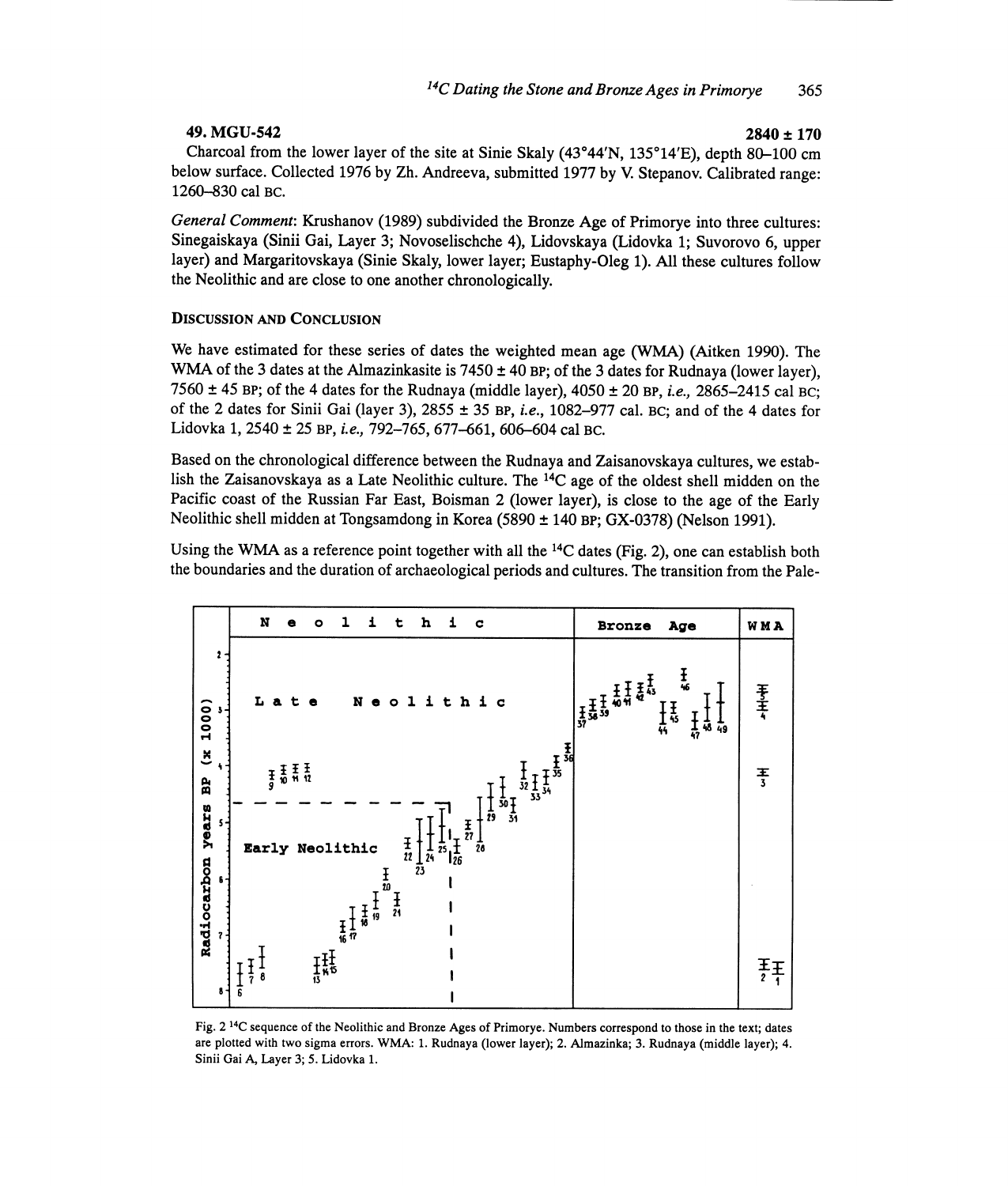**49. MGU-542** **2840 ± 170**

Charcoal from the lower layer of the site at Sinie Skaly (43°44′N, 135°14′E), depth 80–100 cm below surface. Collected 1976 by Zh. Andreeva, submitted 1977 by V. Stepanov. Calibrated range: 1260–830 cal BC.

*General Comment*: Krushanov (1989) subdivided the Bronze Age of Primorye into three cultures: Sinegaiskaya (Sinii Gai, Layer 3; Novoselischche 4), Lidovskaya (Lidovka 1; Suvorovo 6, upper layer) and Margaritovskaya (Sinie Skaly, lower layer; Eustaphy-Oleg 1). All these cultures follow the Neolithic and are close to one another chronologically.

## Discussion and Conclusion

We have estimated for these series of dates the weighted mean age (WMA) (Aitken 1990). The WMA of the 3 dates at the Almazinkasite is 7450 ± 40 BP; of the 3 dates for Rudnaya (lower layer), 7560 ± 45 BP; of the 4 dates for the Rudnaya (middle layer), 4050 ± 20 BP, *i.e.*, 2865–2415 cal BC; of the 2 dates for Sinii Gai (layer 3), 2855 ± 35 BP, *i.e.*, 1082–977 cal. BC; and of the 4 dates for Lidovka 1, 2540 ± 25 BP, *i.e.*, 792–765, 677–661, 606–604 cal BC.

Based on the chronological difference between the Rudnaya and Zaisanovskaya cultures, we establish the Zaisanovskaya as a Late Neolithic culture. The $^{14}C$ age of the oldest shell midden on the Pacific coast of the Russian Far East, Boisman 2 (lower layer), is close to the age of the Early Neolithic shell midden at Tongsamdong in Korea (5890 ± 140 BP; GX-0378) (Nelson 1991).

Using the WMA as a reference point together with all the $^{14}C$ dates (Fig. 2), one can establish both the boundaries and the duration of archaeological periods and cultures. The transition from the Pale-

Fig. 2 $^{14}C$ sequence of the Neolithic and Bronze Ages of Primorye. Numbers correspond to those in the text; dates are plotted with two sigma errors. WMA: 1. Rudnaya (lower layer); 2. Almazinka; 3. Rudnaya (middle layer); 4. Sinii Gai A, Layer 3; 5. Lidovka 1.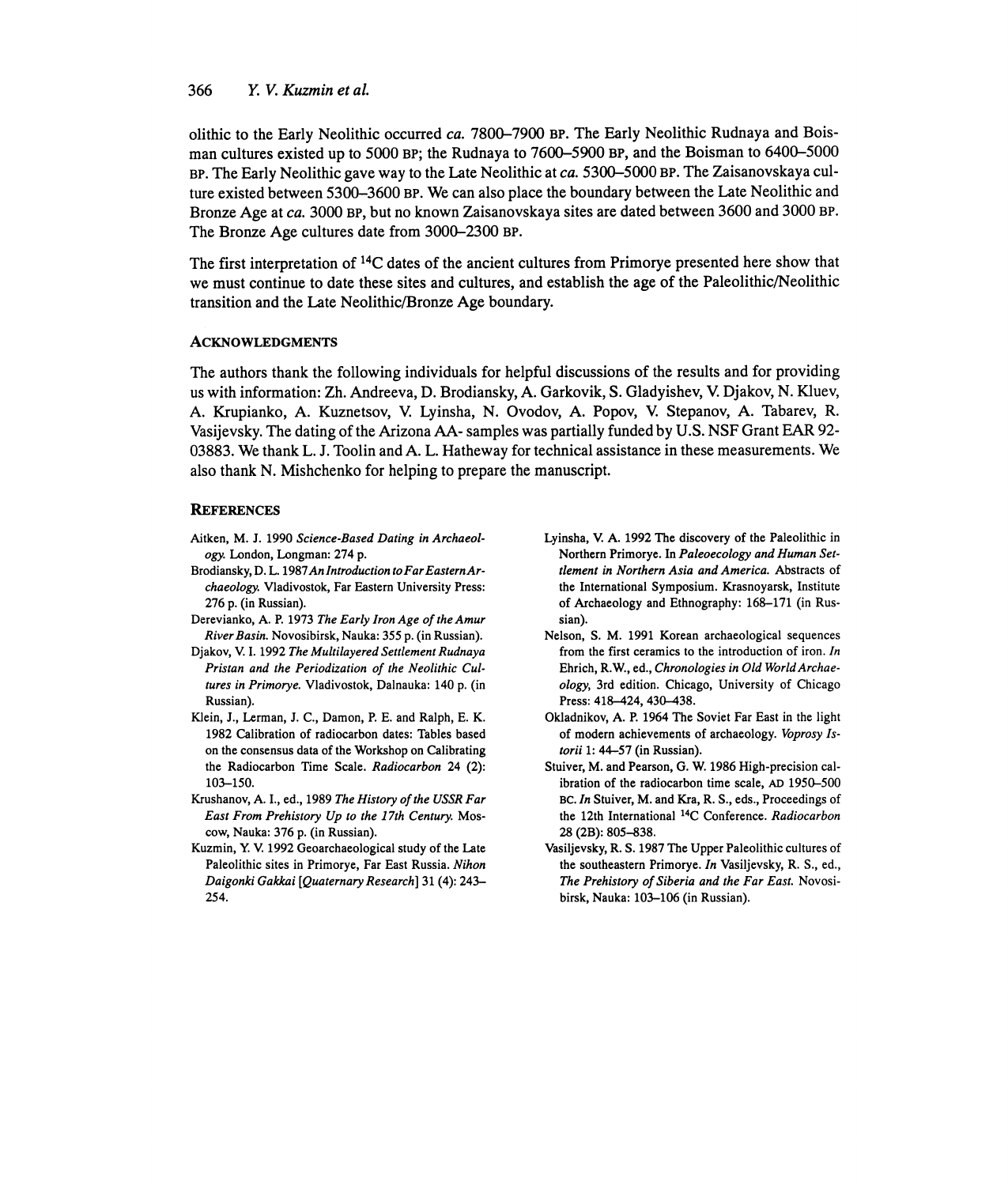olithic to the Early Neolithic occurred *ca.* 7800–7900 BP. The Early Neolithic Rudnaya and Boisman cultures existed up to 5000 BP; the Rudnaya to 7600–5900 BP, and the Boisman to 6400–5000 BP. The Early Neolithic gave way to the Late Neolithic at *ca.* 5300–5000 BP. The Zaisanovskaya culture existed between 5300–3600 BP. We can also place the boundary between the Late Neolithic and Bronze Age at *ca.* 3000 BP, but no known Zaisanovskaya sites are dated between 3600 and 3000 BP. The Bronze Age cultures date from 3000–2300 BP.

The first interpretation of $^{14}C$ dates of the ancient cultures from Primorye presented here show that we must continue to date these sites and cultures, and establish the age of the Paleolithic/Neolithic transition and the Late Neolithic/Bronze Age boundary.

## Acknowledgments

The authors thank the following individuals for helpful discussions of the results and for providing us with information: Zh. Andreeva, D. Brodiansky, A. Garkovik, S. Gladyishev, V. Djakov, N. Kluev, A. Krupianko, A. Kuznetsov, V. Lyinsha, N. Ovodov, A. Popov, V. Stepanov, A. Tabarev, R. Vasijevsky. The dating of the Arizona AA- samples was partially funded by U.S. NSF Grant EAR 92-03883. We thank L. J. Toolin and A. L. Hatheway for technical assistance in these measurements. We also thank N. Mishchenko for helping to prepare the manuscript.

## References

Aitken, M. J. 1990 *Science-Based Dating in Archaeology.* London, Longman: 274 p.

Brodiansky, D. L. 1987 *An Introduction to Far Eastern Archaeology.* Vladivostok, Far Eastern University Press: 276 p. (in Russian).

Derevianko, A. P. 1973 *The Early Iron Age of the Amur River Basin.* Novosibirsk, Nauka: 355 p. (in Russian).

Djakov, V. I. 1992 *The Multilayered Settlement Rudnaya Pristan and the Periodization of the Neolithic Cultures in Primorye.* Vladivostok, Dalnauka: 140 p. (in Russian).

Klein, J., Lerman, J. C., Damon, P. E. and Ralph, E. K. 1982 Calibration of radiocarbon dates: Tables based on the consensus data of the Workshop on Calibrating the Radiocarbon Time Scale. *Radiocarbon* 24 (2): 103–150.

Krushanov, A. I., ed., 1989 *The History of the USSR Far East From Prehistory Up to the 17th Century.* Moscow, Nauka: 376 p. (in Russian).

Kuzmin, Y. V. 1992 Geoarchaeological study of the Late Paleolithic sites in Primorye, Far East Russia. *Nihon Daigonki Gakkai* [*Quaternary Research*] 31 (4): 243–254.

Lyinsha, V. A. 1992 The discovery of the Paleolithic in Northern Primorye. In *Paleoecology and Human Settlement in Northern Asia and America.* Abstracts of the International Symposium. Krasnoyarsk, Institute of Archaeology and Ethnography: 168–171 (in Russian).

Nelson, S. M. 1991 Korean archaeological sequences from the first ceramics to the introduction of iron. *In* Ehrich, R.W., ed., *Chronologies in Old World Archaeology,* 3rd edition. Chicago, University of Chicago Press: 418–424, 430–438.

Okladnikov, A. P. 1964 The Soviet Far East in the light of modern achievements of archaeology. *Voprosy Istorii* 1: 44–57 (in Russian).

Stuiver, M. and Pearson, G. W. 1986 High-precision calibration of the radiocarbon time scale, AD 1950–500 BC. *In* Stuiver, M. and Kra, R. S., eds., Proceedings of the 12th International $^{14}C$ Conference. *Radiocarbon* 28 (2B): 805–838.

Vasiljevsky, R. S. 1987 The Upper Paleolithic cultures of the southeastern Primorye. *In* Vasiljevsky, R. S., ed., *The Prehistory of Siberia and the Far East.* Novosibirsk, Nauka: 103–106 (in Russian).